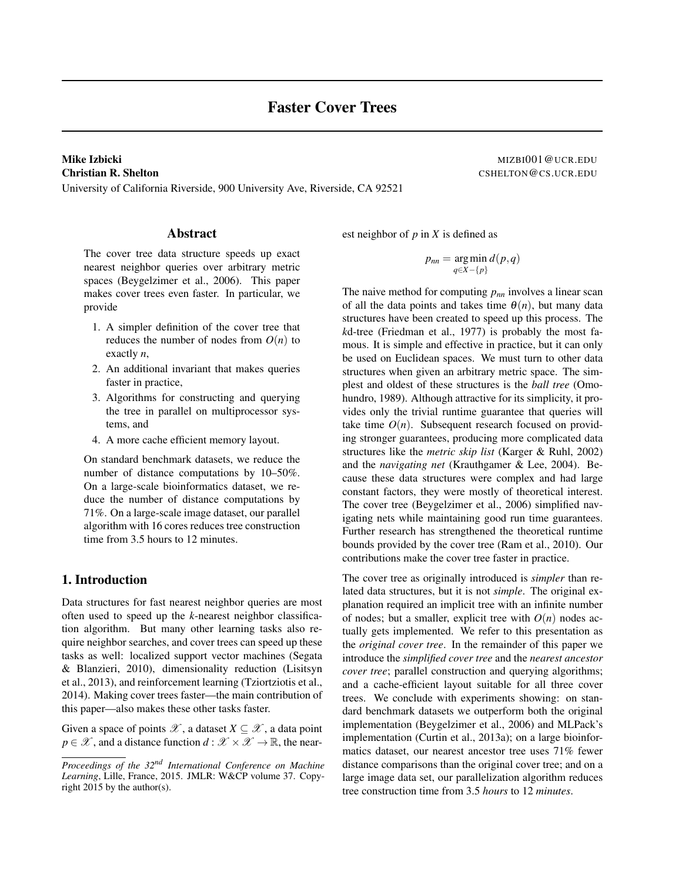# Faster Cover Trees

**Mike Izbicki** MIZBI001@UCR.EDU
**Christian R. Shelton** CSHELTON@CS.UCR.EDU
University of California Riverside, 900 University Ave, Riverside, CA 92521

## Abstract

The cover tree data structure speeds up exact nearest neighbor queries over arbitrary metric spaces (Beygelzimer et al., 2006). This paper makes cover trees even faster. In particular, we provide

1. A simpler definition of the cover tree that reduces the number of nodes from $O(n)$ to exactly $n$,
2. An additional invariant that makes queries faster in practice,
3. Algorithms for constructing and querying the tree in parallel on multiprocessor systems, and
4. A more cache efficient memory layout.

On standard benchmark datasets, we reduce the number of distance computations by 10–50%. On a large-scale bioinformatics dataset, we reduce the number of distance computations by 71%. On a large-scale image dataset, our parallel algorithm with 16 cores reduces tree construction time from 3.5 hours to 12 minutes.

## 1. Introduction

Data structures for fast nearest neighbor queries are most often used to speed up the $k$-nearest neighbor classification algorithm. But many other learning tasks also require neighbor searches, and cover trees can speed up these tasks as well: localized support vector machines (Segata & Blanzieri, 2010), dimensionality reduction (Lisitsyn et al., 2013), and reinforcement learning (Tziortziotis et al., 2014). Making cover trees faster—the main contribution of this paper—also makes these other tasks faster.

Given a space of points $\mathscr{X}$, a dataset $X \subseteq \mathscr{X}$, a data point $p \in \mathscr{X}$, and a distance function $d : \mathscr{X} \times \mathscr{X} \to \mathbb{R}$, the nearest neighbor of $p$ in $X$ is defined as

$$p_{nn} = \operatorname*{arg\,min}_{q \in X - \{p\}} d(p,q)$$

The naive method for computing $p_{nn}$ involves a linear scan of all the data points and takes time $\theta(n)$, but many data structures have been created to speed up this process. The $k$d-tree (Friedman et al., 1977) is probably the most famous. It is simple and effective in practice, but it can only be used on Euclidean spaces. We must turn to other data structures when given an arbitrary metric space. The simplest and oldest of these structures is the *ball tree* (Omohundro, 1989). Although attractive for its simplicity, it provides only the trivial runtime guarantee that queries will take time $O(n)$. Subsequent research focused on providing stronger guarantees, producing more complicated data structures like the *metric skip list* (Karger & Ruhl, 2002) and the *navigating net* (Krauthgamer & Lee, 2004). Because these data structures were complex and had large constant factors, they were mostly of theoretical interest. The cover tree (Beygelzimer et al., 2006) simplified navigating nets while maintaining good run time guarantees. Further research has strengthened the theoretical runtime bounds provided by the cover tree (Ram et al., 2010). Our contributions make the cover tree faster in practice.

The cover tree as originally introduced is *simpler* than related data structures, but it is not *simple*. The original explanation required an implicit tree with an infinite number of nodes; but a smaller, explicit tree with $O(n)$ nodes actually gets implemented. We refer to this presentation as the *original cover tree*. In the remainder of this paper we introduce the *simplified cover tree* and the *nearest ancestor cover tree*; parallel construction and querying algorithms; and a cache-efficient layout suitable for all three cover trees. We conclude with experiments showing: on standard benchmark datasets we outperform both the original implementation (Beygelzimer et al., 2006) and MLPack's implementation (Curtin et al., 2013a); on a large bioinformatics dataset, our nearest ancestor tree uses 71% fewer distance comparisons than the original cover tree; and on a large image data set, our parallelization algorithm reduces tree construction time from 3.5 *hours* to 12 *minutes*.

*Proceedings of the 32[nd] International Conference on Machine Learning*, Lille, France, 2015. JMLR: W&CP volume 37. Copyright 2015 by the author(s).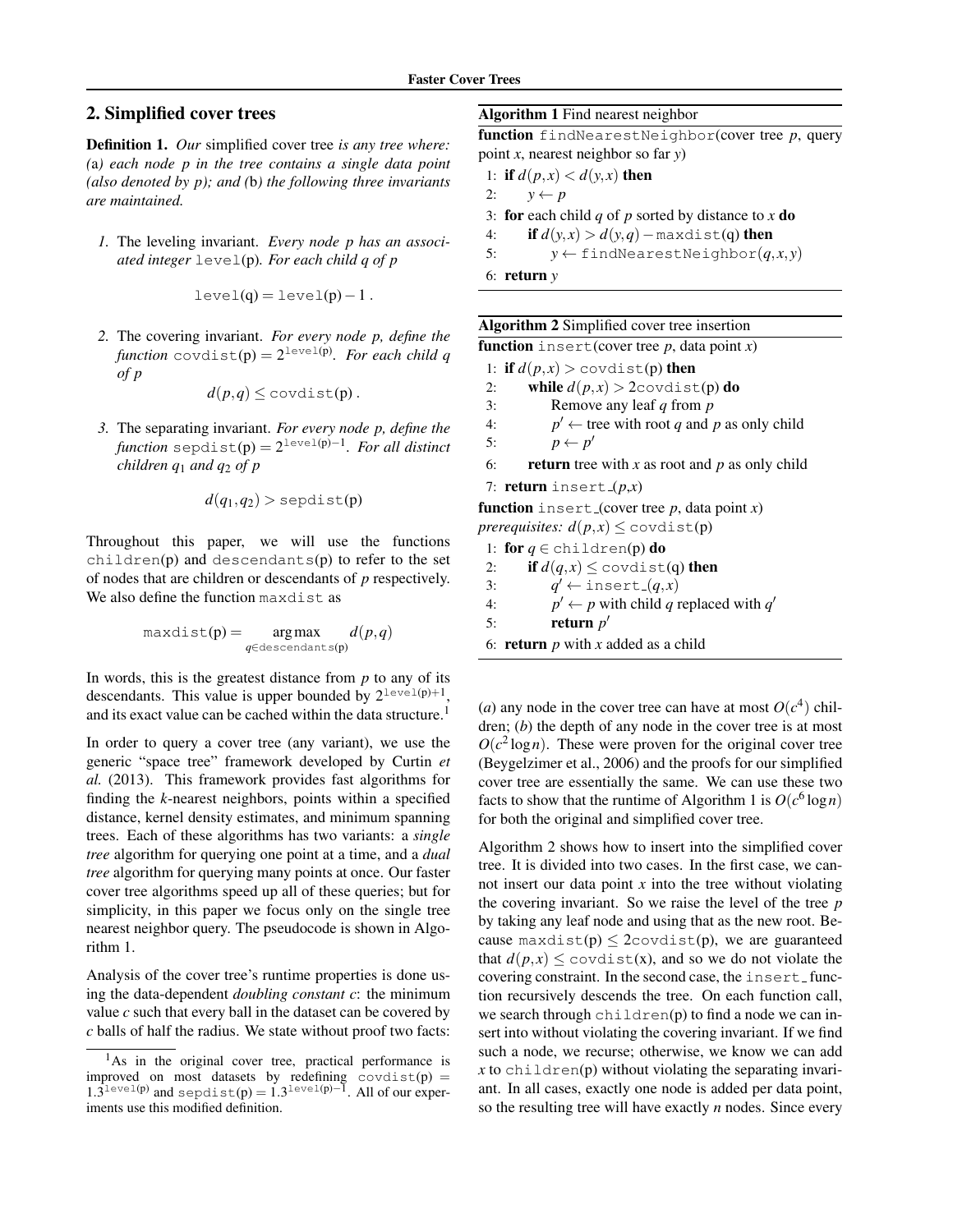## 2. Simplified cover trees

**Definition 1.** *Our* simplified cover tree *is any tree where: (*a*) each node $p$ in the tree contains a single data point (also denoted by $p$); and (*b*) the following three invariants are maintained.*

1. The leveling invariant. *Every node $p$ has an associated integer* $\texttt{level}(p)$*. For each child $q$ of $p$*

$$\texttt{level}(q) = \texttt{level}(p) - 1 .$$

2. The covering invariant. *For every node $p$, define the function* $\texttt{covdist}(p) = 2^{\texttt{level}(p)}$*. For each child $q$ of $p$*

$$d(p,q) \leq \texttt{covdist}(p) .$$

3. The separating invariant. *For every node $p$, define the function* $\texttt{sepdist}(p) = 2^{\texttt{level}(p)-1}$*. For all distinct children $q_1$ and $q_2$ of $p$*

$$d(q_1, q_2) > \texttt{sepdist}(p)$$

Throughout this paper, we will use the functions $\texttt{children}(p)$ and $\texttt{descendants}(p)$ to refer to the set of nodes that are children or descendants of $p$ respectively. We also define the function $\texttt{maxdist}$ as

$$\texttt{maxdist}(p) = \operatorname*{arg\,max}_{q \in \texttt{descendants}(p)} d(p,q)$$

In words, this is the greatest distance from $p$ to any of its descendants. This value is upper bounded by $2^{\texttt{level}(p)+1}$, and its exact value can be cached within the data structure.[1]

In order to query a cover tree (any variant), we use the generic "space tree" framework developed by Curtin *et al.* (2013). This framework provides fast algorithms for finding the $k$-nearest neighbors, points within a specified distance, kernel density estimates, and minimum spanning trees. Each of these algorithms has two variants: a *single tree* algorithm for querying one point at a time, and a *dual tree* algorithm for querying many points at once. Our faster cover tree algorithms speed up all of these queries; but for simplicity, in this paper we focus only on the single tree nearest neighbor query. The pseudocode is shown in Algorithm 1.

Analysis of the cover tree's runtime properties is done using the data-dependent *doubling constant $c$*: the minimum value $c$ such that every ball in the dataset can be covered by $c$ balls of half the radius. We state without proof two facts:

[1]As in the original cover tree, practical performance is improved on most datasets by redefining $\texttt{covdist}(p) = 1.3^{\texttt{level}(p)}$ and $\texttt{sepdist}(p) = 1.3^{\texttt{level}(p)-1}$. All of our experiments use this modified definition.

**Algorithm 1** Find nearest neighbor

```
function findNearestNeighbor(cover tree p, query point x, nearest neighbor so far y)
1: if d(p,x) < d(y,x) then
2:     y ← p
3: for each child q of p sorted by distance to x do
4:     if d(y,x) > d(y,q) − maxdist(q) then
5:         y ← findNearestNeighbor(q,x,y)
6: return y
```

**Algorithm 2** Simplified cover tree insertion

```
function insert(cover tree p, data point x)
1: if d(p,x) > covdist(p) then
2:     while d(p,x) > 2covdist(p) do
3:         Remove any leaf q from p
4:         p' ← tree with root q and p as only child
5:         p ← p'
6:     return tree with x as root and p as only child
7: return insert_(p,x)

function insert_(cover tree p, data point x)
prerequisites: d(p,x) ≤ covdist(p)
1: for q ∈ children(p) do
2:     if d(q,x) ≤ covdist(q) then
3:         q' ← insert_(q,x)
4:         p' ← p with child q replaced with q'
5:         return p'
6: return p with x added as a child
```

(*a*) any node in the cover tree can have at most $O(c^4)$ children; (*b*) the depth of any node in the cover tree is at most $O(c^2 \log n)$. These were proven for the original cover tree (Beygelzimer et al., 2006) and the proofs for our simplified cover tree are essentially the same. We can use these two facts to show that the runtime of Algorithm 1 is $O(c^6 \log n)$ for both the original and simplified cover tree.

Algorithm 2 shows how to insert into the simplified cover tree. It is divided into two cases. In the first case, we cannot insert our data point $x$ into the tree without violating the covering invariant. So we raise the level of the tree $p$ by taking any leaf node and using that as the new root. Because $\texttt{maxdist}(p) \leq 2\texttt{covdist}(p)$, we are guaranteed that $d(p,x) \leq \texttt{covdist}(x)$, and so we do not violate the covering constraint. In the second case, the $\texttt{insert\_}$ function recursively descends the tree. On each function call, we search through $\texttt{children}(p)$ to find a node we can insert into without violating the covering invariant. If we find such a node, we recurse; otherwise, we know we can add $x$ to $\texttt{children}(p)$ without violating the separating invariant. In all cases, exactly one node is added per data point, so the resulting tree will have exactly $n$ nodes. Since every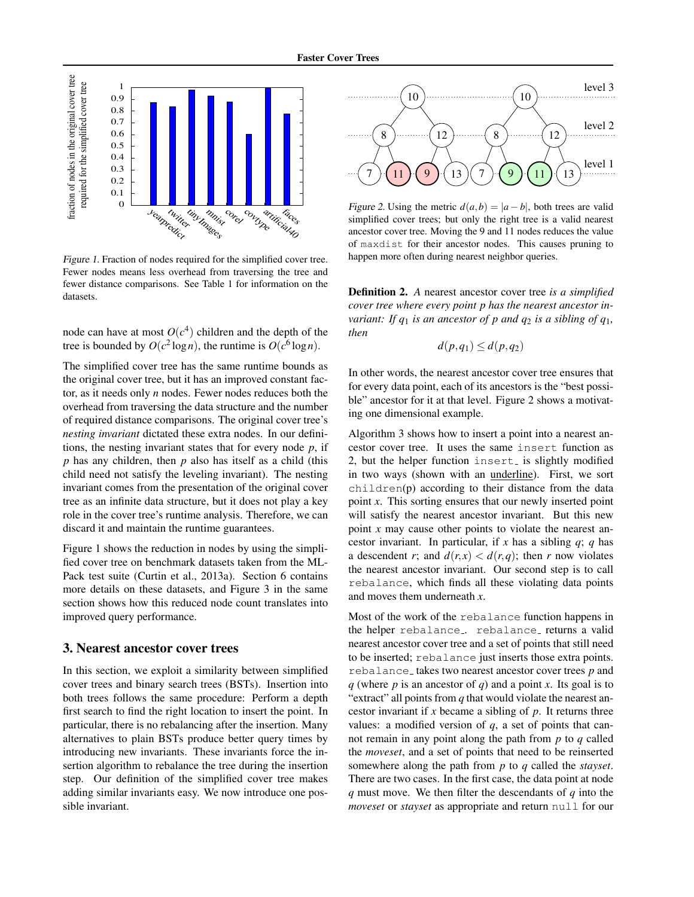Figure 1. Fraction of nodes required for the simplified cover tree. Fewer nodes means less overhead from traversing the tree and fewer distance comparisons. See Table 1 for information on the datasets.

node can have at most $O(c^4)$ children and the depth of the tree is bounded by $O(c^2 \log n)$, the runtime is $O(c^6 \log n)$.

The simplified cover tree has the same runtime bounds as the original cover tree, but it has an improved constant factor, as it needs only $n$ nodes. Fewer nodes reduces both the overhead from traversing the data structure and the number of required distance comparisons. The original cover tree's *nesting invariant* dictated these extra nodes. In our definitions, the nesting invariant states that for every node $p$, if $p$ has any children, then $p$ also has itself as a child (this child need not satisfy the leveling invariant). The nesting invariant comes from the presentation of the original cover tree as an infinite data structure, but it does not play a key role in the cover tree's runtime analysis. Therefore, we can discard it and maintain the runtime guarantees.

Figure 1 shows the reduction in nodes by using the simplified cover tree on benchmark datasets taken from the ML-Pack test suite (Curtin et al., 2013a). Section 6 contains more details on these datasets, and Figure 3 in the same section shows how this reduced node count translates into improved query performance.

## 3. Nearest ancestor cover trees

In this section, we exploit a similarity between simplified cover trees and binary search trees (BSTs). Insertion into both trees follows the same procedure: Perform a depth first search to find the right location to insert the point. In particular, there is no rebalancing after the insertion. Many alternatives to plain BSTs produce better query times by introducing new invariants. These invariants force the insertion algorithm to rebalance the tree during the insertion step. Our definition of the simplified cover tree makes adding similar invariants easy. We now introduce one possible invariant.

Figure 2. Using the metric $d(a,b) = |a-b|$, both trees are valid simplified cover trees; but only the right tree is a valid nearest ancestor cover tree. Moving the 9 and 11 nodes reduces the value of `maxdist` for their ancestor nodes. This causes pruning to happen more often during nearest neighbor queries.

**Definition 2.** *A* nearest ancestor cover tree *is a simplified cover tree where every point $p$ has the nearest ancestor invariant: If $q_1$ is an ancestor of $p$ and $q_2$ is a sibling of $q_1$, then*

$$d(p,q_1) \le d(p,q_2)$$

In other words, the nearest ancestor cover tree ensures that for every data point, each of its ancestors is the "best possible" ancestor for it at that level. Figure 2 shows a motivating one dimensional example.

Algorithm 3 shows how to insert a point into a nearest ancestor cover tree. It uses the same `insert` function as 2, but the helper function `insert_` is slightly modified in two ways (shown with an underline). First, we sort `children(p)` according to their distance from the data point $x$. This sorting ensures that our newly inserted point will satisfy the nearest ancestor invariant. But this new point $x$ may cause other points to violate the nearest ancestor invariant. In particular, if $x$ has a sibling $q$; $q$ has a descendent $r$; and $d(r,x) < d(r,q)$; then $r$ now violates the nearest ancestor invariant. Our second step is to call `rebalance`, which finds all these violating data points and moves them underneath $x$.

Most of the work of the `rebalance` function happens in the helper `rebalance_`. `rebalance_` returns a valid nearest ancestor cover tree and a set of points that still need to be inserted; `rebalance` just inserts those extra points. `rebalance_` takes two nearest ancestor cover trees $p$ and $q$ (where $p$ is an ancestor of $q$) and a point $x$. Its goal is to "extract" all points from $q$ that would violate the nearest ancestor invariant if $x$ became a sibling of $p$. It returns three values: a modified version of $q$, a set of points that cannot remain in any point along the path from $p$ to $q$ called the *moveset*, and a set of points that need to be reinserted somewhere along the path from $p$ to $q$ called the *stayset*. There are two cases. In the first case, the data point at node $q$ must move. We then filter the descendants of $q$ into the *moveset* or *stayset* as appropriate and return `null` for our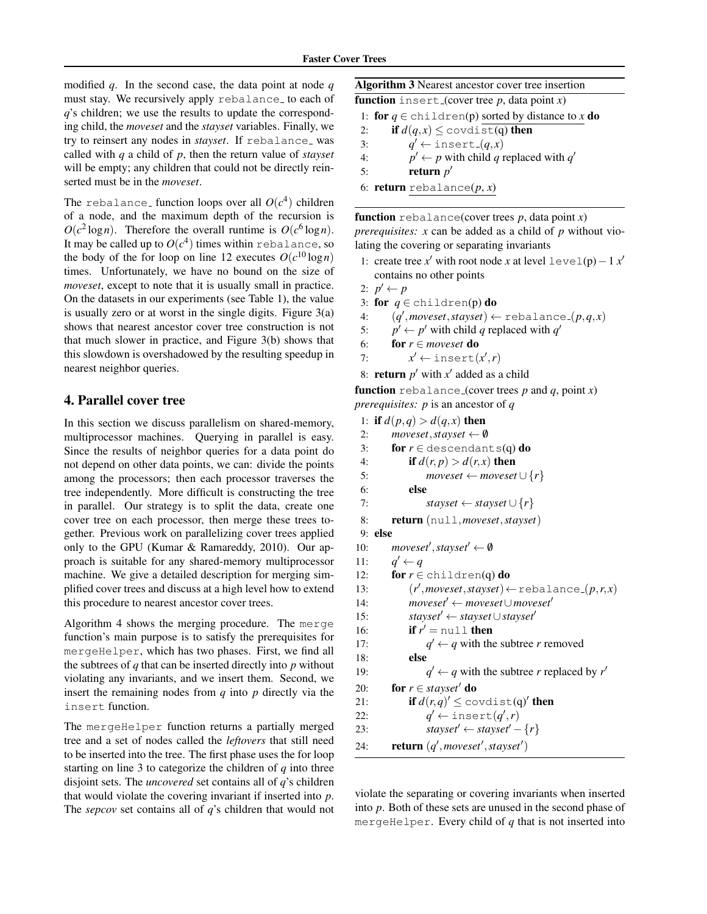modified $q$. In the second case, the data point at node $q$ must stay. We recursively apply `rebalance_` to each of $q$'s children; we use the results to update the corresponding child, the *moveset* and the *stayset* variables. Finally, we try to reinsert any nodes in *stayset*. If `rebalance_` was called with $q$ a child of $p$, then the return value of *stayset* will be empty; any children that could not be directly reinserted must be in the *moveset*.

The `rebalance_` function loops over all $O(c^4)$ children of a node, and the maximum depth of the recursion is $O(c^2 \log n)$. Therefore the overall runtime is $O(c^6 \log n)$. It may be called up to $O(c^4)$ times within `rebalance`, so the body of the for loop on line 12 executes $O(c^{10} \log n)$ times. Unfortunately, we have no bound on the size of *moveset*, except to note that it is usually small in practice. On the datasets in our experiments (see Table 1), the value is usually zero or at worst in the single digits. Figure 3(a) shows that nearest ancestor cover tree construction is not that much slower in practice, and Figure 3(b) shows that this slowdown is overshadowed by the resulting speedup in nearest neighbor queries.

**Algorithm 3** Nearest ancestor cover tree insertion

**function** `insert_`(cover tree $p$, data point $x$)

1: **for** $q \in$ `children(p)` sorted by distance to $x$ **do**
2: &nbsp;&nbsp;&nbsp;&nbsp;**if** $d(q,x) \leq$ `covdist(q)` **then**
3: &nbsp;&nbsp;&nbsp;&nbsp;&nbsp;&nbsp;&nbsp;&nbsp;$q' \leftarrow$ `insert_`$(q,x)$
4: &nbsp;&nbsp;&nbsp;&nbsp;&nbsp;&nbsp;&nbsp;&nbsp;$p' \leftarrow p$ with child $q$ replaced with $q'$
5: &nbsp;&nbsp;&nbsp;&nbsp;&nbsp;&nbsp;&nbsp;&nbsp;**return** $p'$
6: **return** `rebalance`$(p, x)$

**function** `rebalance`(cover trees $p$, data point $x$)
*prerequisites:* $x$ can be added as a child of $p$ without violating the covering or separating invariants

1: create tree $x'$ with root node $x$ at level `level(p)` $-1$ $x'$ contains no other points
2: $p' \leftarrow p$
3: **for** $q \in$ `children(p)` **do**
4: &nbsp;&nbsp;&nbsp;&nbsp;$(q', moveset, stayset) \leftarrow$ `rebalance_`$(p,q,x)$
5: &nbsp;&nbsp;&nbsp;&nbsp;$p' \leftarrow p'$ with child $q$ replaced with $q'$
6: &nbsp;&nbsp;&nbsp;&nbsp;**for** $r \in moveset$ **do**
7: &nbsp;&nbsp;&nbsp;&nbsp;&nbsp;&nbsp;&nbsp;&nbsp;$x' \leftarrow$ `insert`$(x', r)$
8: **return** $p'$ with $x'$ added as a child

**function** `rebalance_`(cover trees $p$ and $q$, point $x$)
*prerequisites:* $p$ is an ancestor of $q$

1: **if** $d(p,q) > d(q,x)$ **then**
2: &nbsp;&nbsp;&nbsp;&nbsp;$moveset, stayset \leftarrow \emptyset$
3: &nbsp;&nbsp;&nbsp;&nbsp;**for** $r \in$ `descendants(q)` **do**
4: &nbsp;&nbsp;&nbsp;&nbsp;&nbsp;&nbsp;&nbsp;&nbsp;**if** $d(r,p) > d(r,x)$ **then**
5: &nbsp;&nbsp;&nbsp;&nbsp;&nbsp;&nbsp;&nbsp;&nbsp;&nbsp;&nbsp;&nbsp;&nbsp;$moveset \leftarrow moveset \cup \{r\}$
6: &nbsp;&nbsp;&nbsp;&nbsp;&nbsp;&nbsp;&nbsp;&nbsp;**else**
7: &nbsp;&nbsp;&nbsp;&nbsp;&nbsp;&nbsp;&nbsp;&nbsp;&nbsp;&nbsp;&nbsp;&nbsp;$stayset \leftarrow stayset \cup \{r\}$
8: &nbsp;&nbsp;&nbsp;&nbsp;**return** (`null`, $moveset, stayset$)
9: **else**
10: &nbsp;&nbsp;&nbsp;&nbsp;$moveset', stayset' \leftarrow \emptyset$
11: &nbsp;&nbsp;&nbsp;&nbsp;$q' \leftarrow q$
12: &nbsp;&nbsp;&nbsp;&nbsp;**for** $r \in$ `children(q)` **do**
13: &nbsp;&nbsp;&nbsp;&nbsp;&nbsp;&nbsp;&nbsp;&nbsp;$(r', moveset, stayset) \leftarrow$ `rebalance_`$(p,r,x)$
14: &nbsp;&nbsp;&nbsp;&nbsp;&nbsp;&nbsp;&nbsp;&nbsp;$moveset' \leftarrow moveset \cup moveset'$
15: &nbsp;&nbsp;&nbsp;&nbsp;&nbsp;&nbsp;&nbsp;&nbsp;$stayset' \leftarrow stayset \cup stayset'$
16: &nbsp;&nbsp;&nbsp;&nbsp;&nbsp;&nbsp;&nbsp;&nbsp;**if** $r' =$ `null` **then**
17: &nbsp;&nbsp;&nbsp;&nbsp;&nbsp;&nbsp;&nbsp;&nbsp;&nbsp;&nbsp;&nbsp;&nbsp;$q' \leftarrow q$ with the subtree $r$ removed
18: &nbsp;&nbsp;&nbsp;&nbsp;&nbsp;&nbsp;&nbsp;&nbsp;**else**
19: &nbsp;&nbsp;&nbsp;&nbsp;&nbsp;&nbsp;&nbsp;&nbsp;&nbsp;&nbsp;&nbsp;&nbsp;$q' \leftarrow q$ with the subtree $r$ replaced by $r'$
20: &nbsp;&nbsp;&nbsp;&nbsp;**for** $r \in stayset'$ **do**
21: &nbsp;&nbsp;&nbsp;&nbsp;&nbsp;&nbsp;&nbsp;&nbsp;**if** $d(r,q)' \leq$ `covdist(q)`$'$ **then**
22: &nbsp;&nbsp;&nbsp;&nbsp;&nbsp;&nbsp;&nbsp;&nbsp;&nbsp;&nbsp;&nbsp;&nbsp;$q' \leftarrow$ `insert`$(q', r)$
23: &nbsp;&nbsp;&nbsp;&nbsp;&nbsp;&nbsp;&nbsp;&nbsp;&nbsp;&nbsp;&nbsp;&nbsp;$stayset' \leftarrow stayset' - \{r\}$
24: &nbsp;&nbsp;&nbsp;&nbsp;**return** $(q', moveset', stayset')$

## 4. Parallel cover tree

In this section we discuss parallelism on shared-memory, multiprocessor machines. Querying in parallel is easy. Since the results of neighbor queries for a data point do not depend on other data points, we can: divide the points among the processors; then each processor traverses the tree independently. More difficult is constructing the tree in parallel. Our strategy is to split the data, create one cover tree on each processor, then merge these trees together. Previous work on parallelizing cover trees applied only to the GPU (Kumar & Ramareddy, 2010). Our approach is suitable for any shared-memory multiprocessor machine. We give a detailed description for merging simplified cover trees and discuss at a high level how to extend this procedure to nearest ancestor cover trees.

Algorithm 4 shows the merging procedure. The `merge` function's main purpose is to satisfy the prerequisites for `mergeHelper`, which has two phases. First, we find all the subtrees of $q$ that can be inserted directly into $p$ without violating any invariants, and we insert them. Second, we insert the remaining nodes from $q$ into $p$ directly via the `insert` function.

The `mergeHelper` function returns a partially merged tree and a set of nodes called the *leftovers* that still need to be inserted into the tree. The first phase uses the for loop starting on line 3 to categorize the children of $q$ into three disjoint sets. The *uncovered* set contains all of $q$'s children that would violate the covering invariant if inserted into $p$. The *sepcov* set contains all of $q$'s children that would not violate the separating or covering invariants when inserted into $p$. Both of these sets are unused in the second phase of `mergeHelper`. Every child of $q$ that is not inserted into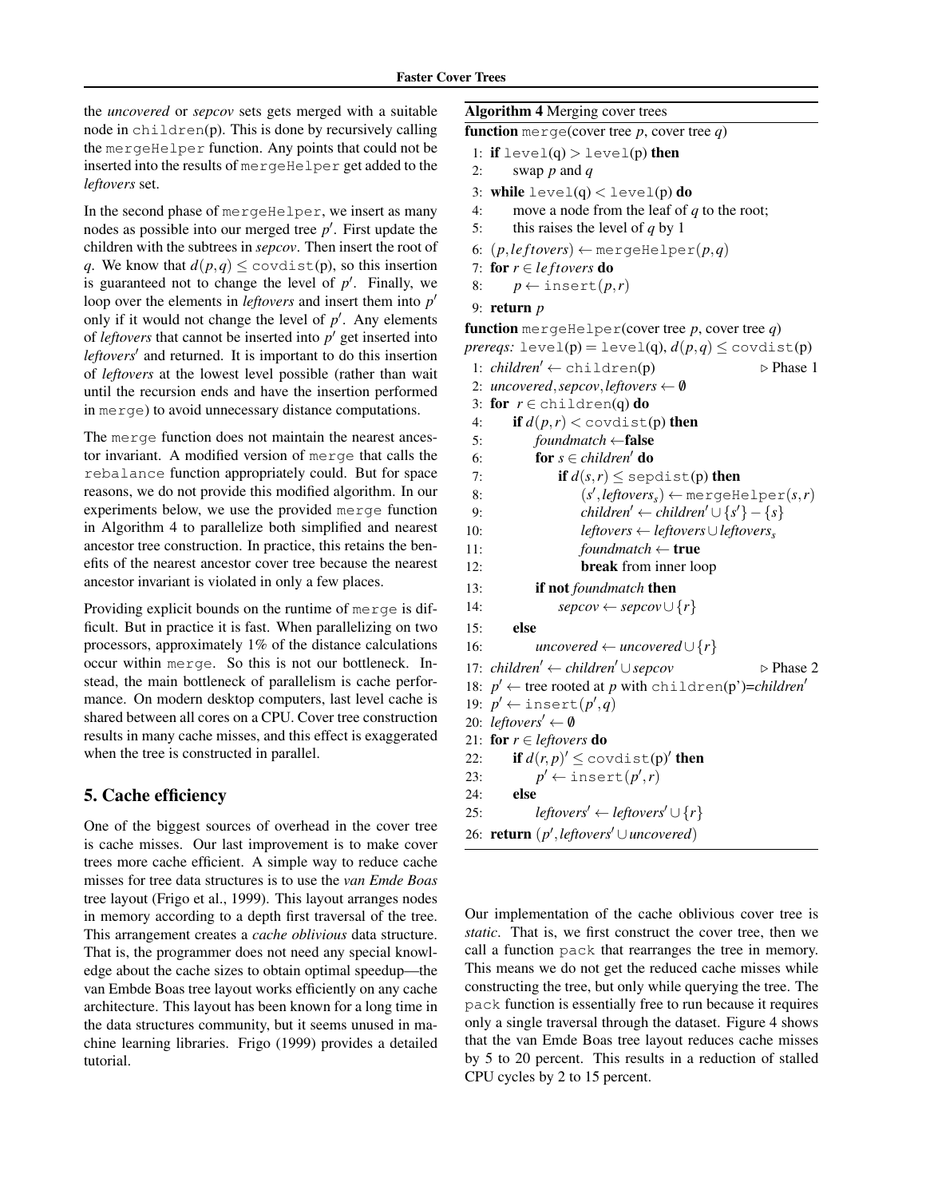the *uncovered* or *sepcov* sets gets merged with a suitable node in children(p). This is done by recursively calling the mergeHelper function. Any points that could not be inserted into the results of mergeHelper get added to the *leftovers* set.

In the second phase of mergeHelper, we insert as many nodes as possible into our merged tree $p'$. First update the children with the subtrees in *sepcov*. Then insert the root of $q$. We know that $d(p,q) \leq \texttt{covdist}(p)$, so this insertion is guaranteed not to change the level of $p'$. Finally, we loop over the elements in *leftovers* and insert them into $p'$ only if it would not change the level of $p'$. Any elements of *leftovers* that cannot be inserted into $p'$ get inserted into *leftovers*$'$ and returned. It is important to do this insertion of *leftovers* at the lowest level possible (rather than wait until the recursion ends and have the insertion performed in merge) to avoid unnecessary distance computations.

The merge function does not maintain the nearest ancestor invariant. A modified version of merge that calls the rebalance function appropriately could. But for space reasons, we do not provide this modified algorithm. In our experiments below, we use the provided merge function in Algorithm 4 to parallelize both simplified and nearest ancestor tree construction. In practice, this retains the benefits of the nearest ancestor cover tree because the nearest ancestor invariant is violated in only a few places.

Providing explicit bounds on the runtime of merge is difficult. But in practice it is fast. When parallelizing on two processors, approximately 1% of the distance calculations occur within merge. So this is not our bottleneck. Instead, the main bottleneck of parallelism is cache performance. On modern desktop computers, last level cache is shared between all cores on a CPU. Cover tree construction results in many cache misses, and this effect is exaggerated when the tree is constructed in parallel.

**Algorithm 4** Merging cover trees

```
function merge(cover tree p, cover tree q)
 1: if level(q) > level(p) then
 2:     swap p and q
 3: while level(q) < level(p) do
 4:     move a node from the leaf of q to the root;
 5:     this raises the level of q by 1
 6: (p, leftovers) ← mergeHelper(p, q)
 7: for r ∈ leftovers do
 8:     p ← insert(p, r)
 9: return p

function mergeHelper(cover tree p, cover tree q)
prereqs: level(p) = level(q), d(p,q) ≤ covdist(p)
 1: children' ← children(p)                        ▷ Phase 1
 2: uncovered, sepcov, leftovers ← ∅
 3: for r ∈ children(q) do
 4:     if d(p,r) < covdist(p) then
 5:         foundmatch ← false
 6:         for s ∈ children' do
 7:             if d(s,r) ≤ sepdist(p) then
 8:                 (s', leftovers_s) ← mergeHelper(s, r)
 9:                 children' ← children' ∪ {s'} − {s}
10:                 leftovers ← leftovers ∪ leftovers_s
11:                 foundmatch ← true
12:                 break from inner loop
13:         if not foundmatch then
14:             sepcov ← sepcov ∪ {r}
15:     else
16:         uncovered ← uncovered ∪ {r}
17: children' ← children' ∪ sepcov                 ▷ Phase 2
18: p' ← tree rooted at p with children(p')=children'
19: p' ← insert(p', q)
20: leftovers' ← ∅
21: for r ∈ leftovers do
22:     if d(r,p)' ≤ covdist(p)' then
23:         p' ← insert(p', r)
24:     else
25:         leftovers' ← leftovers' ∪ {r}
26: return (p', leftovers' ∪ uncovered)
```

## 5. Cache efficiency

One of the biggest sources of overhead in the cover tree is cache misses. Our last improvement is to make cover trees more cache efficient. A simple way to reduce cache misses for tree data structures is to use the *van Emde Boas* tree layout (Frigo et al., 1999). This layout arranges nodes in memory according to a depth first traversal of the tree. This arrangement creates a *cache oblivious* data structure. That is, the programmer does not need any special knowledge about the cache sizes to obtain optimal speedup—the van Embde Boas tree layout works efficiently on any cache architecture. This layout has been known for a long time in the data structures community, but it seems unused in machine learning libraries. Frigo (1999) provides a detailed tutorial.

Our implementation of the cache oblivious cover tree is *static*. That is, we first construct the cover tree, then we call a function pack that rearranges the tree in memory. This means we do not get the reduced cache misses while constructing the tree, but only while querying the tree. The pack function is essentially free to run because it requires only a single traversal through the dataset. Figure 4 shows that the van Emde Boas tree layout reduces cache misses by 5 to 20 percent. This results in a reduction of stalled CPU cycles by 2 to 15 percent.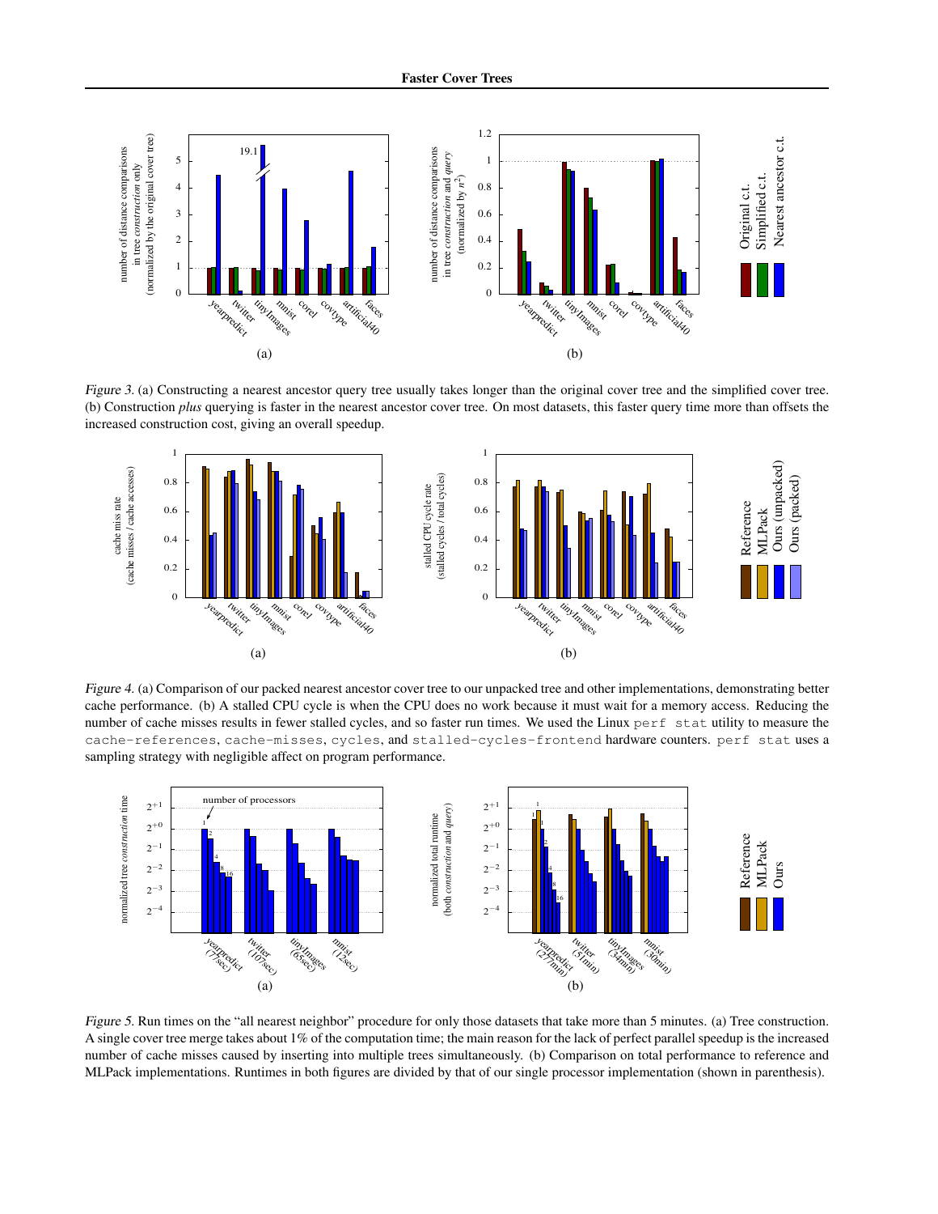Figure 3. (a) Constructing a nearest ancestor query tree usually takes longer than the original cover tree and the simplified cover tree. (b) Construction *plus* querying is faster in the nearest ancestor cover tree. On most datasets, this faster query time more than offsets the increased construction cost, giving an overall speedup.

Figure 4. (a) Comparison of our packed nearest ancestor cover tree to our unpacked tree and other implementations, demonstrating better cache performance. (b) A stalled CPU cycle is when the CPU does no work because it must wait for a memory access. Reducing the number of cache misses results in fewer stalled cycles, and so faster run times. We used the Linux `perf stat` utility to measure the `cache-references`, `cache-misses`, `cycles`, and `stalled-cycles-frontend` hardware counters. `perf stat` uses a sampling strategy with negligible affect on program performance.

Figure 5. Run times on the "all nearest neighbor" procedure for only those datasets that take more than 5 minutes. (a) Tree construction. A single cover tree merge takes about 1% of the computation time; the main reason for the lack of perfect parallel speedup is the increased number of cache misses caused by inserting into multiple trees simultaneously. (b) Comparison on total performance to reference and MLPack implementations. Runtimes in both figures are divided by that of our single processor implementation (shown in parenthesis).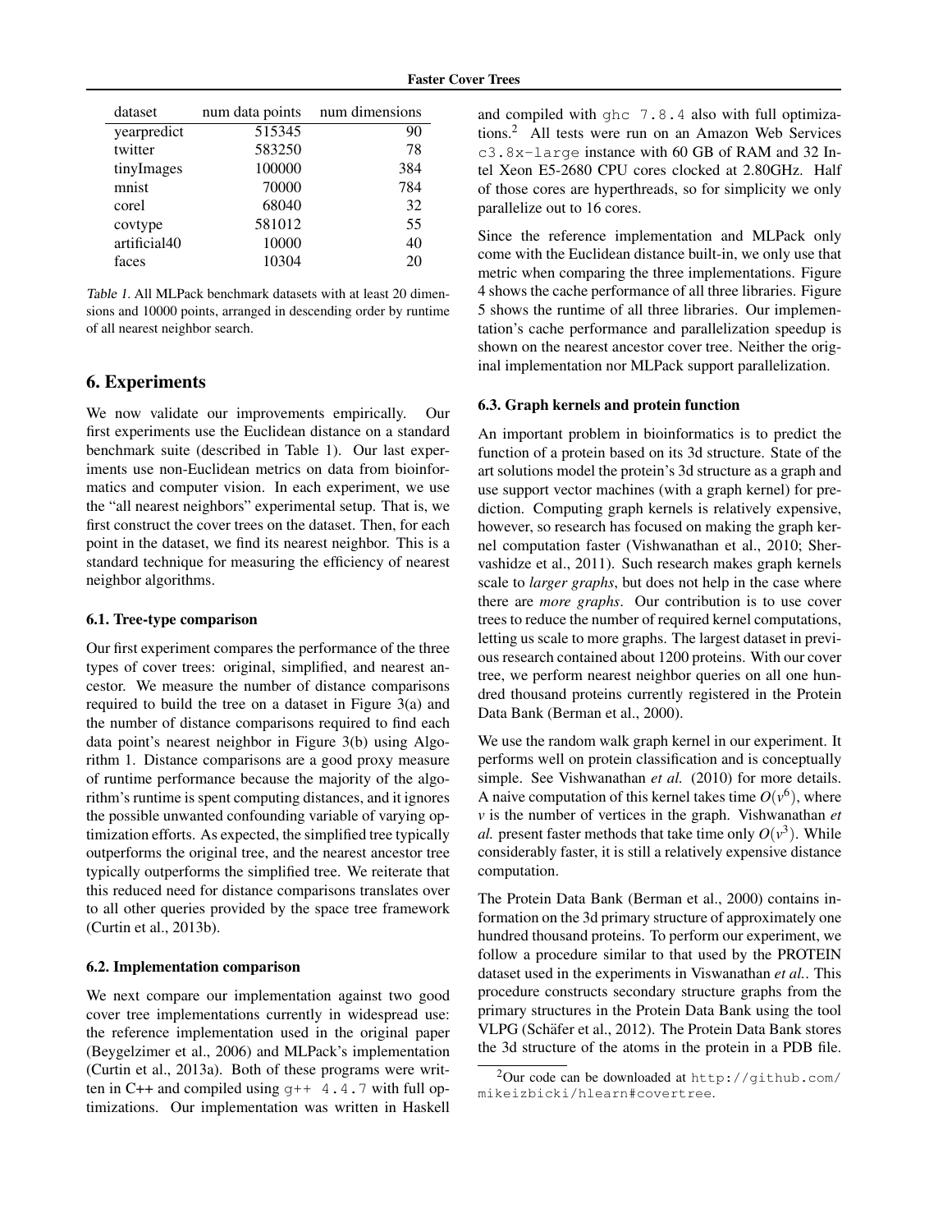| dataset | num data points | num dimensions |
|---|---|---|
| yearpredict | 515345 | 90 |
| twitter | 583250 | 78 |
| tinyImages | 100000 | 384 |
| mnist | 70000 | 784 |
| corel | 68040 | 32 |
| covtype | 581012 | 55 |
| artificial40 | 10000 | 40 |
| faces | 10304 | 20 |

*Table 1.* All MLPack benchmark datasets with at least 20 dimensions and 10000 points, arranged in descending order by runtime of all nearest neighbor search.

## 6. Experiments

We now validate our improvements empirically. Our first experiments use the Euclidean distance on a standard benchmark suite (described in Table 1). Our last experiments use non-Euclidean metrics on data from bioinformatics and computer vision. In each experiment, we use the "all nearest neighbors" experimental setup. That is, we first construct the cover trees on the dataset. Then, for each point in the dataset, we find its nearest neighbor. This is a standard technique for measuring the efficiency of nearest neighbor algorithms.

### 6.1. Tree-type comparison

Our first experiment compares the performance of the three types of cover trees: original, simplified, and nearest ancestor. We measure the number of distance comparisons required to build the tree on a dataset in Figure 3(a) and the number of distance comparisons required to find each data point's nearest neighbor in Figure 3(b) using Algorithm 1. Distance comparisons are a good proxy measure of runtime performance because the majority of the algorithm's runtime is spent computing distances, and it ignores the possible unwanted confounding variable of varying optimization efforts. As expected, the simplified tree typically outperforms the original tree, and the nearest ancestor tree typically outperforms the simplified tree. We reiterate that this reduced need for distance comparisons translates over to all other queries provided by the space tree framework (Curtin et al., 2013b).

### 6.2. Implementation comparison

We next compare our implementation against two good cover tree implementations currently in widespread use: the reference implementation used in the original paper (Beygelzimer et al., 2006) and MLPack's implementation (Curtin et al., 2013a). Both of these programs were written in C++ and compiled using `g++ 4.4.7` with full optimizations. Our implementation was written in Haskell and compiled with `ghc 7.8.4` also with full optimizations.[2] All tests were run on an Amazon Web Services `c3.8x-large` instance with 60 GB of RAM and 32 Intel Xeon E5-2680 CPU cores clocked at 2.80GHz. Half of those cores are hyperthreads, so for simplicity we only parallelize out to 16 cores.

Since the reference implementation and MLPack only come with the Euclidean distance built-in, we only use that metric when comparing the three implementations. Figure 4 shows the cache performance of all three libraries. Figure 5 shows the runtime of all three libraries. Our implementation's cache performance and parallelization speedup is shown on the nearest ancestor cover tree. Neither the original implementation nor MLPack support parallelization.

### 6.3. Graph kernels and protein function

An important problem in bioinformatics is to predict the function of a protein based on its 3d structure. State of the art solutions model the protein's 3d structure as a graph and use support vector machines (with a graph kernel) for prediction. Computing graph kernels is relatively expensive, however, so research has focused on making the graph kernel computation faster (Vishwanathan et al., 2010; Shervashidze et al., 2011). Such research makes graph kernels scale to *larger graphs*, but does not help in the case where there are *more graphs*. Our contribution is to use cover trees to reduce the number of required kernel computations, letting us scale to more graphs. The largest dataset in previous research contained about 1200 proteins. With our cover tree, we perform nearest neighbor queries on all one hundred thousand proteins currently registered in the Protein Data Bank (Berman et al., 2000).

We use the random walk graph kernel in our experiment. It performs well on protein classification and is conceptually simple. See Vishwanathan *et al.* (2010) for more details. A naive computation of this kernel takes time $O(v^6)$, where $v$ is the number of vertices in the graph. Vishwanathan *et al.* present faster methods that take time only $O(v^3)$. While considerably faster, it is still a relatively expensive distance computation.

The Protein Data Bank (Berman et al., 2000) contains information on the 3d primary structure of approximately one hundred thousand proteins. To perform our experiment, we follow a procedure similar to that used by the PROTEIN dataset used in the experiments in Viswanathan *et al.*. This procedure constructs secondary structure graphs from the primary structures in the Protein Data Bank using the tool VLPG (Schäfer et al., 2012). The Protein Data Bank stores the 3d structure of the atoms in the protein in a PDB file.

[2] Our code can be downloaded at http://github.com/mikeizbicki/hlearn#covertree.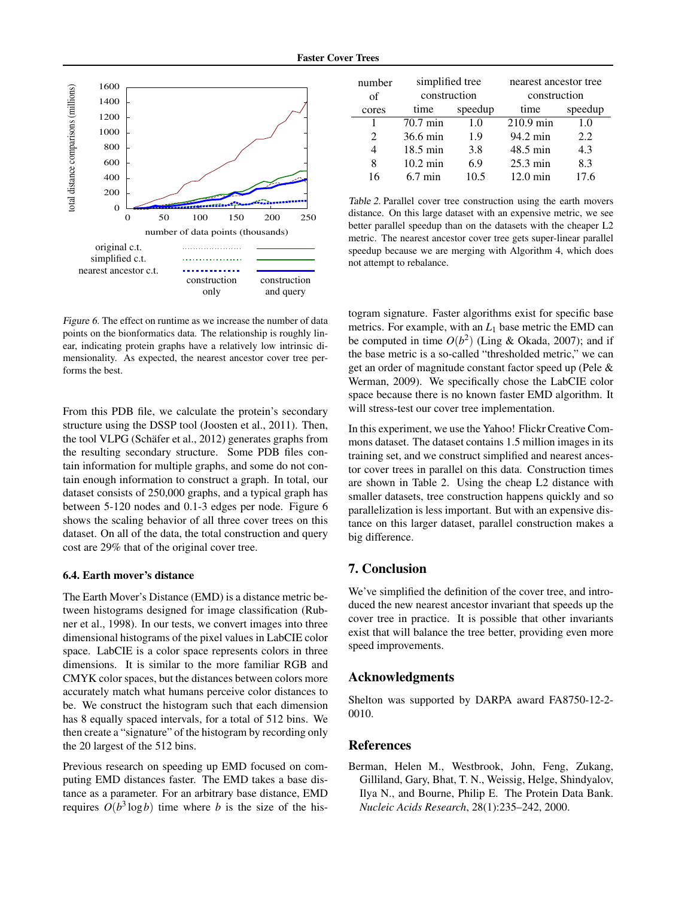Figure 6. The effect on runtime as we increase the number of data points on the bioinformatics data. The relationship is roughly linear, indicating protein graphs have a relatively low intrinsic dimensionality. As expected, the nearest ancestor cover tree performs the best.

From this PDB file, we calculate the protein's secondary structure using the DSSP tool (Joosten et al., 2011). Then, the tool VLPG (Schäfer et al., 2012) generates graphs from the resulting secondary structure. Some PDB files contain information for multiple graphs, and some do not contain enough information to construct a graph. In total, our dataset consists of 250,000 graphs, and a typical graph has between 5-120 nodes and 0.1-3 edges per node. Figure 6 shows the scaling behavior of all three cover trees on this dataset. On all of the data, the total construction and query cost are 29% that of the original cover tree.

### 6.4. Earth mover's distance

The Earth Mover's Distance (EMD) is a distance metric between histograms designed for image classification (Rubner et al., 1998). In our tests, we convert images into three dimensional histograms of the pixel values in LabCIE color space. LabCIE is a color space represents colors in three dimensions. It is similar to the more familiar RGB and CMYK color spaces, but the distances between colors more accurately match what humans perceive color distances to be. We construct the histogram such that each dimension has 8 equally spaced intervals, for a total of 512 bins. We then create a "signature" of the histogram by recording only the 20 largest of the 512 bins.

Previous research on speeding up EMD focused on computing EMD distances faster. The EMD takes a base distance as a parameter. For an arbitrary base distance, EMD requires $O(b^3 \log b)$ time where $b$ is the size of the histogram signature. Faster algorithms exist for specific base metrics. For example, with an $L_1$ base metric the EMD can be computed in time $O(b^2)$ (Ling & Okada, 2007); and if the base metric is a so-called "thresholded metric," we can get an order of magnitude constant factor speed up (Pele & Werman, 2009). We specifically chose the LabCIE color space because there is no known faster EMD algorithm. It will stress-test our cover tree implementation.

| number of cores | simplified tree construction | | nearest ancestor tree construction | |
|---|---|---|---|---|
| | time | speedup | time | speedup |
| 1 | 70.7 min | 1.0 | 210.9 min | 1.0 |
| 2 | 36.6 min | 1.9 | 94.2 min | 2.2 |
| 4 | 18.5 min | 3.8 | 48.5 min | 4.3 |
| 8 | 10.2 min | 6.9 | 25.3 min | 8.3 |
| 16 | 6.7 min | 10.5 | 12.0 min | 17.6 |

Table 2. Parallel cover tree construction using the earth movers distance. On this large dataset with an expensive metric, we see better parallel speedup than on the datasets with the cheaper L2 metric. The nearest ancestor cover tree gets super-linear parallel speedup because we are merging with Algorithm 4, which does not attempt to rebalance.

In this experiment, we use the Yahoo! Flickr Creative Commons dataset. The dataset contains 1.5 million images in its training set, and we construct simplified and nearest ancestor cover trees in parallel on this data. Construction times are shown in Table 2. Using the cheap L2 distance with smaller datasets, tree construction happens quickly and so parallelization is less important. But with an expensive distance on this larger dataset, parallel construction makes a big difference.

## 7. Conclusion

We've simplified the definition of the cover tree, and introduced the new nearest ancestor invariant that speeds up the cover tree in practice. It is possible that other invariants exist that will balance the tree better, providing even more speed improvements.

## Acknowledgments

Shelton was supported by DARPA award FA8750-12-2-0010.

## References

Berman, Helen M., Westbrook, John, Feng, Zukang, Gilliland, Gary, Bhat, T. N., Weissig, Helge, Shindyalov, Ilya N., and Bourne, Philip E. The Protein Data Bank. *Nucleic Acids Research*, 28(1):235–242, 2000.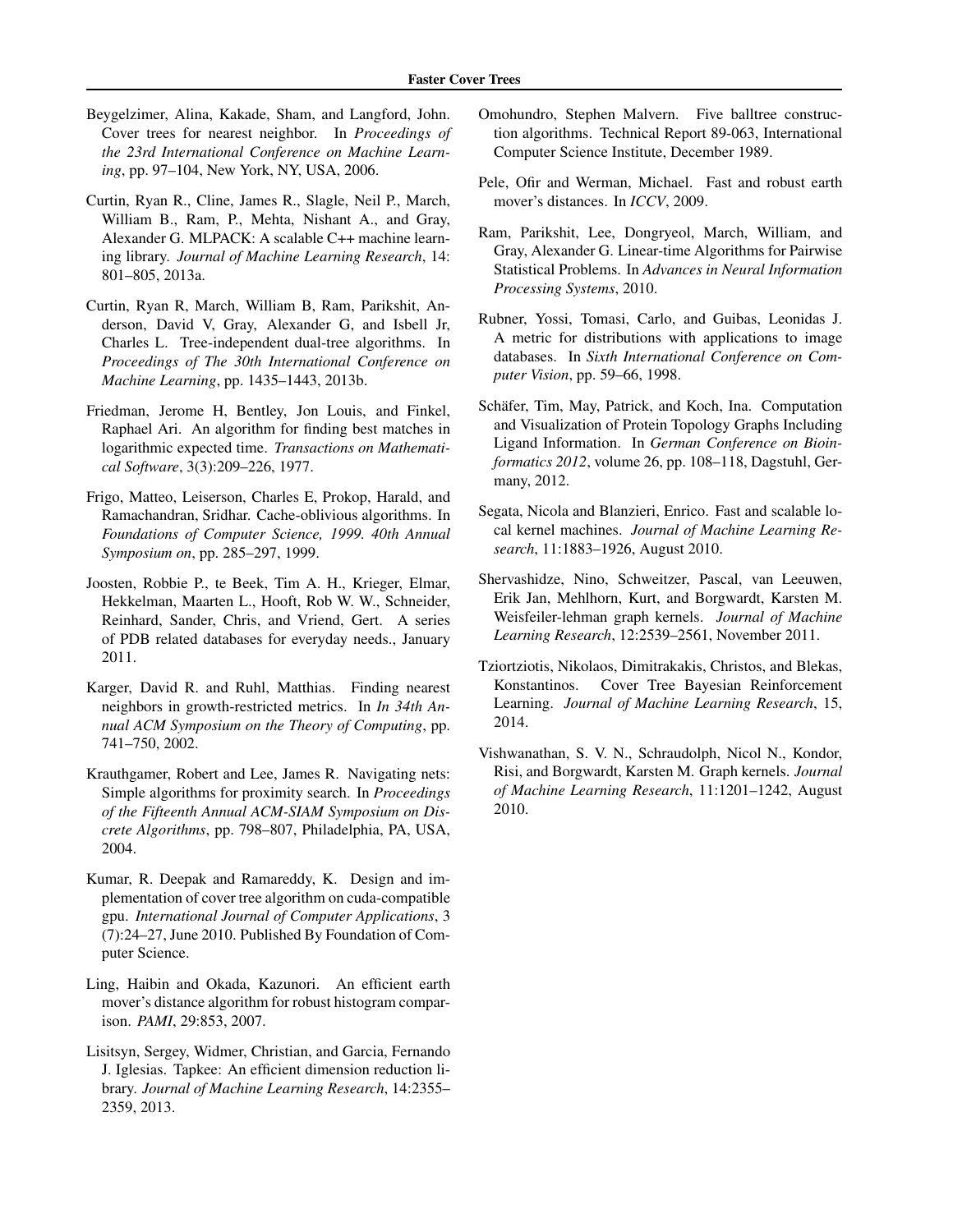Beygelzimer, Alina, Kakade, Sham, and Langford, John. Cover trees for nearest neighbor. In *Proceedings of the 23rd International Conference on Machine Learning*, pp. 97–104, New York, NY, USA, 2006.

Curtin, Ryan R., Cline, James R., Slagle, Neil P., March, William B., Ram, P., Mehta, Nishant A., and Gray, Alexander G. MLPACK: A scalable C++ machine learning library. *Journal of Machine Learning Research*, 14: 801–805, 2013a.

Curtin, Ryan R, March, William B, Ram, Parikshit, Anderson, David V, Gray, Alexander G, and Isbell Jr, Charles L. Tree-independent dual-tree algorithms. In *Proceedings of The 30th International Conference on Machine Learning*, pp. 1435–1443, 2013b.

Friedman, Jerome H, Bentley, Jon Louis, and Finkel, Raphael Ari. An algorithm for finding best matches in logarithmic expected time. *Transactions on Mathematical Software*, 3(3):209–226, 1977.

Frigo, Matteo, Leiserson, Charles E, Prokop, Harald, and Ramachandran, Sridhar. Cache-oblivious algorithms. In *Foundations of Computer Science, 1999. 40th Annual Symposium on*, pp. 285–297, 1999.

Joosten, Robbie P., te Beek, Tim A. H., Krieger, Elmar, Hekkelman, Maarten L., Hooft, Rob W. W., Schneider, Reinhard, Sander, Chris, and Vriend, Gert. A series of PDB related databases for everyday needs., January 2011.

Karger, David R. and Ruhl, Matthias. Finding nearest neighbors in growth-restricted metrics. In *In 34th Annual ACM Symposium on the Theory of Computing*, pp. 741–750, 2002.

Krauthgamer, Robert and Lee, James R. Navigating nets: Simple algorithms for proximity search. In *Proceedings of the Fifteenth Annual ACM-SIAM Symposium on Discrete Algorithms*, pp. 798–807, Philadelphia, PA, USA, 2004.

Kumar, R. Deepak and Ramareddy, K. Design and implementation of cover tree algorithm on cuda-compatible gpu. *International Journal of Computer Applications*, 3 (7):24–27, June 2010. Published By Foundation of Computer Science.

Ling, Haibin and Okada, Kazunori. An efficient earth mover's distance algorithm for robust histogram comparison. *PAMI*, 29:853, 2007.

Lisitsyn, Sergey, Widmer, Christian, and Garcia, Fernando J. Iglesias. Tapkee: An efficient dimension reduction library. *Journal of Machine Learning Research*, 14:2355–2359, 2013.

Omohundro, Stephen Malvern. Five balltree construction algorithms. Technical Report 89-063, International Computer Science Institute, December 1989.

Pele, Ofir and Werman, Michael. Fast and robust earth mover's distances. In *ICCV*, 2009.

Ram, Parikshit, Lee, Dongryeol, March, William, and Gray, Alexander G. Linear-time Algorithms for Pairwise Statistical Problems. In *Advances in Neural Information Processing Systems*, 2010.

Rubner, Yossi, Tomasi, Carlo, and Guibas, Leonidas J. A metric for distributions with applications to image databases. In *Sixth International Conference on Computer Vision*, pp. 59–66, 1998.

Schäfer, Tim, May, Patrick, and Koch, Ina. Computation and Visualization of Protein Topology Graphs Including Ligand Information. In *German Conference on Bioinformatics 2012*, volume 26, pp. 108–118, Dagstuhl, Germany, 2012.

Segata, Nicola and Blanzieri, Enrico. Fast and scalable local kernel machines. *Journal of Machine Learning Research*, 11:1883–1926, August 2010.

Shervashidze, Nino, Schweitzer, Pascal, van Leeuwen, Erik Jan, Mehlhorn, Kurt, and Borgwardt, Karsten M. Weisfeiler-lehman graph kernels. *Journal of Machine Learning Research*, 12:2539–2561, November 2011.

Tziortziotis, Nikolaos, Dimitrakakis, Christos, and Blekas, Konstantinos. Cover Tree Bayesian Reinforcement Learning. *Journal of Machine Learning Research*, 15, 2014.

Vishwanathan, S. V. N., Schraudolph, Nicol N., Kondor, Risi, and Borgwardt, Karsten M. Graph kernels. *Journal of Machine Learning Research*, 11:1201–1242, August 2010.